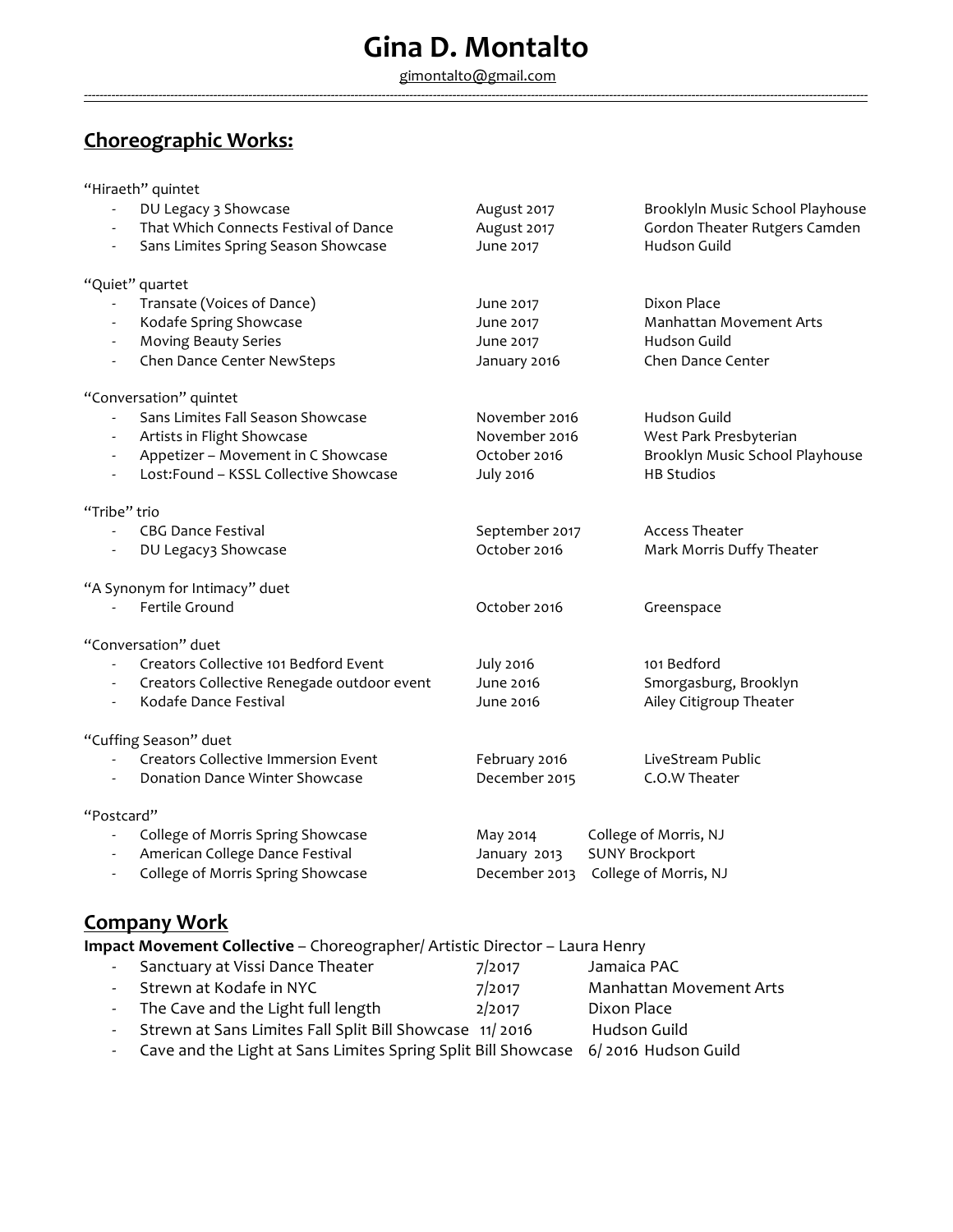# Gina D. Montalto

gimontalto@gmail.com

## Choreographic Works:

"Hiraeth" quintet

- DU Legacy 3 Showcase — August 2017 — Brooklyln Music School Playhouse
- That Which Connects Festival of Dance — August 2017 — Gordon Theater Rutgers Camden
- Sans Limites Spring Season Showcase — June 2017 — Hudson Guild

"Quiet" quartet

- Transate (Voices of Dance) — June 2017 — Dixon Place
- Kodafe Spring Showcase — June 2017 — Manhattan Movement Arts
- Moving Beauty Series — June 2017 — Hudson Guild
- Chen Dance Center NewSteps — January 2016 — Chen Dance Center

"Conversation" quintet

- Sans Limites Fall Season Showcase — November 2016 — Hudson Guild
- Artists in Flight Showcase — November 2016 — West Park Presbyterian
- Appetizer – Movement in C Showcase — October 2016 — Brooklyn Music School Playhouse
- Lost:Found – KSSL Collective Showcase — July 2016 — HB Studios

"Tribe" trio

- CBG Dance Festival — September 2017 — Access Theater
- DU Legacy3 Showcase — October 2016 — Mark Morris Duffy Theater

"A Synonym for Intimacy" duet

- Fertile Ground — October 2016 — Greenspace

"Conversation" duet

- Creators Collective 101 Bedford Event — July 2016 — 101 Bedford
- Creators Collective Renegade outdoor event — June 2016 — Smorgasburg, Brooklyn
- Kodafe Dance Festival — June 2016 — Ailey Citigroup Theater

"Cuffing Season" duet

- Creators Collective Immersion Event — February 2016 — LiveStream Public
- Donation Dance Winter Showcase — December 2015 — C.O.W Theater

"Postcard"

- College of Morris Spring Showcase — May 2014 — College of Morris, NJ
- American College Dance Festival — January 2013 — SUNY Brockport
- College of Morris Spring Showcase — December 2013 — College of Morris, NJ

## Company Work

**Impact Movement Collective** – Choreographer/ Artistic Director – Laura Henry

- Sanctuary at Vissi Dance Theater — 7/2017 — Jamaica PAC
- Strewn at Kodafe in NYC — 7/2017 — Manhattan Movement Arts
- The Cave and the Light full length — 2/2017 — Dixon Place
- Strewn at Sans Limites Fall Split Bill Showcase — 11/ 2016 — Hudson Guild
- Cave and the Light at Sans Limites Spring Split Bill Showcase — 6/ 2016 — Hudson Guild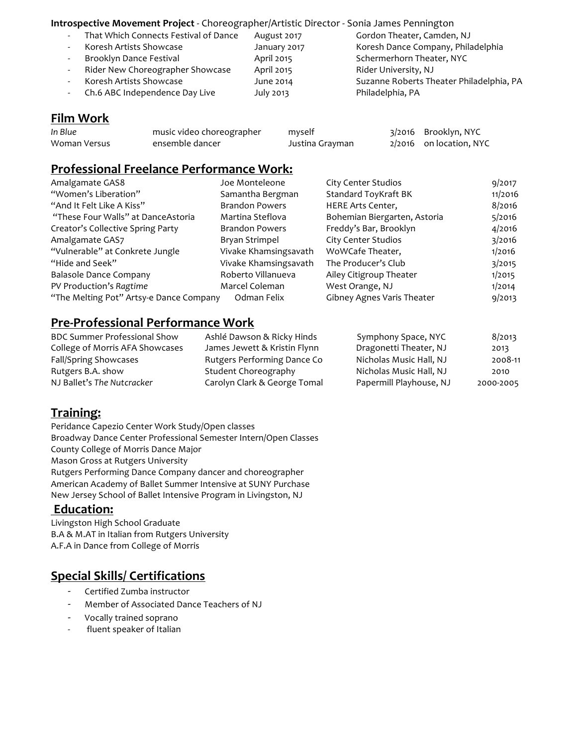**Introspective Movement Project** - Choreographer/Artistic Director - Sonia James Pennington

| | | |
|---|---|---|
| - That Which Connects Festival of Dance | August 2017 | Gordon Theater, Camden, NJ |
| - Koresh Artists Showcase | January 2017 | Koresh Dance Company, Philadelphia |
| - Brooklyn Dance Festival | April 2015 | Schermerhorn Theater, NYC |
| - Rider New Choreographer Showcase | April 2015 | Rider University, NJ |
| - Koresh Artists Showcase | June 2014 | Suzanne Roberts Theater Philadelphia, PA |
| - Ch.6 ABC Independence Day Live | July 2013 | Philadelphia, PA |

## Film Work

| | | | | |
|---|---|---|---|---|
| *In Blue* | music video choreographer | myself | 3/2016 | Brooklyn, NYC |
| Woman Versus | ensemble dancer | Justina Grayman | 2/2016 | on location, NYC |

## Professional Freelance Performance Work:

| | | | |
|---|---|---|---|
| Amalgamate GAS8 | Joe Monteleone | City Center Studios | 9/2017 |
| "Women's Liberation" | Samantha Bergman | Standard ToyKraft BK | 11/2016 |
| "And It Felt Like A Kiss" | Brandon Powers | HERE Arts Center, | 8/2016 |
| "These Four Walls" at DanceAstoria | Martina Steflova | Bohemian Biergarten, Astoria | 5/2016 |
| Creator's Collective Spring Party | Brandon Powers | Freddy's Bar, Brooklyn | 4/2016 |
| Amalgamate GAS7 | Bryan Strimpel | City Center Studios | 3/2016 |
| "Vulnerable" at Conkrete Jungle | Vivake Khamsingsavath | WoWCafe Theater, | 1/2016 |
| "Hide and Seek" | Vivake Khamsingsavath | The Producer's Club | 3/2015 |
| Balasole Dance Company | Roberto Villanueva | Ailey Citigroup Theater | 1/2015 |
| PV Production's *Ragtime* | Marcel Coleman | West Orange, NJ | 1/2014 |
| "The Melting Pot" Artsy-e Dance Company | Odman Felix | Gibney Agnes Varis Theater | 9/2013 |

## Pre-Professional Performance Work

| | | | |
|---|---|---|---|
| BDC Summer Professional Show | Ashlé Dawson & Ricky Hinds | Symphony Space, NYC | 8/2013 |
| College of Morris AFA Showcases | James Jewett & Kristin Flynn | Dragonetti Theater, NJ | 2013 |
| Fall/Spring Showcases | Rutgers Performing Dance Co | Nicholas Music Hall, NJ | 2008-11 |
| Rutgers B.A. show | Student Choreography | Nicholas Music Hall, NJ | 2010 |
| NJ Ballet's *The Nutcracker* | Carolyn Clark & George Tomal | Papermill Playhouse, NJ | 2000-2005 |

## Training:

Peridance Capezio Center Work Study/Open classes
Broadway Dance Center Professional Semester Intern/Open Classes
County College of Morris Dance Major
Mason Gross at Rutgers University
Rutgers Performing Dance Company dancer and choreographer
American Academy of Ballet Summer Intensive at SUNY Purchase
New Jersey School of Ballet Intensive Program in Livingston, NJ

## Education:

Livingston High School Graduate
B.A & M.AT in Italian from Rutgers University
A.F.A in Dance from College of Morris

## Special Skills/ Certifications

- Certified Zumba instructor
- Member of Associated Dance Teachers of NJ
- Vocally trained soprano
- fluent speaker of Italian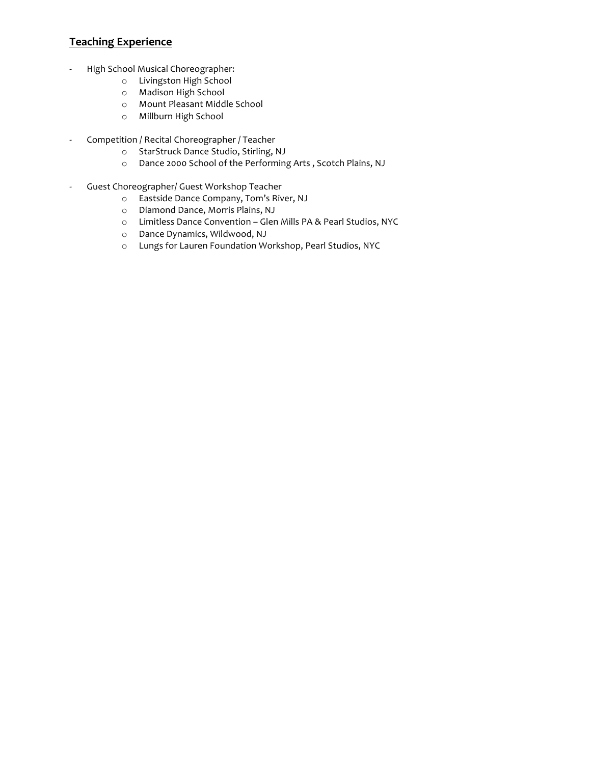## Teaching Experience

- High School Musical Choreographer:
    - Livingston High School
    - Madison High School
    - Mount Pleasant Middle School
    - Millburn High School

- Competition / Recital Choreographer / Teacher
    - StarStruck Dance Studio, Stirling, NJ
    - Dance 2000 School of the Performing Arts , Scotch Plains, NJ

- Guest Choreographer/ Guest Workshop Teacher
    - Eastside Dance Company, Tom's River, NJ
    - Diamond Dance, Morris Plains, NJ
    - Limitless Dance Convention – Glen Mills PA & Pearl Studios, NYC
    - Dance Dynamics, Wildwood, NJ
    - Lungs for Lauren Foundation Workshop, Pearl Studios, NYC